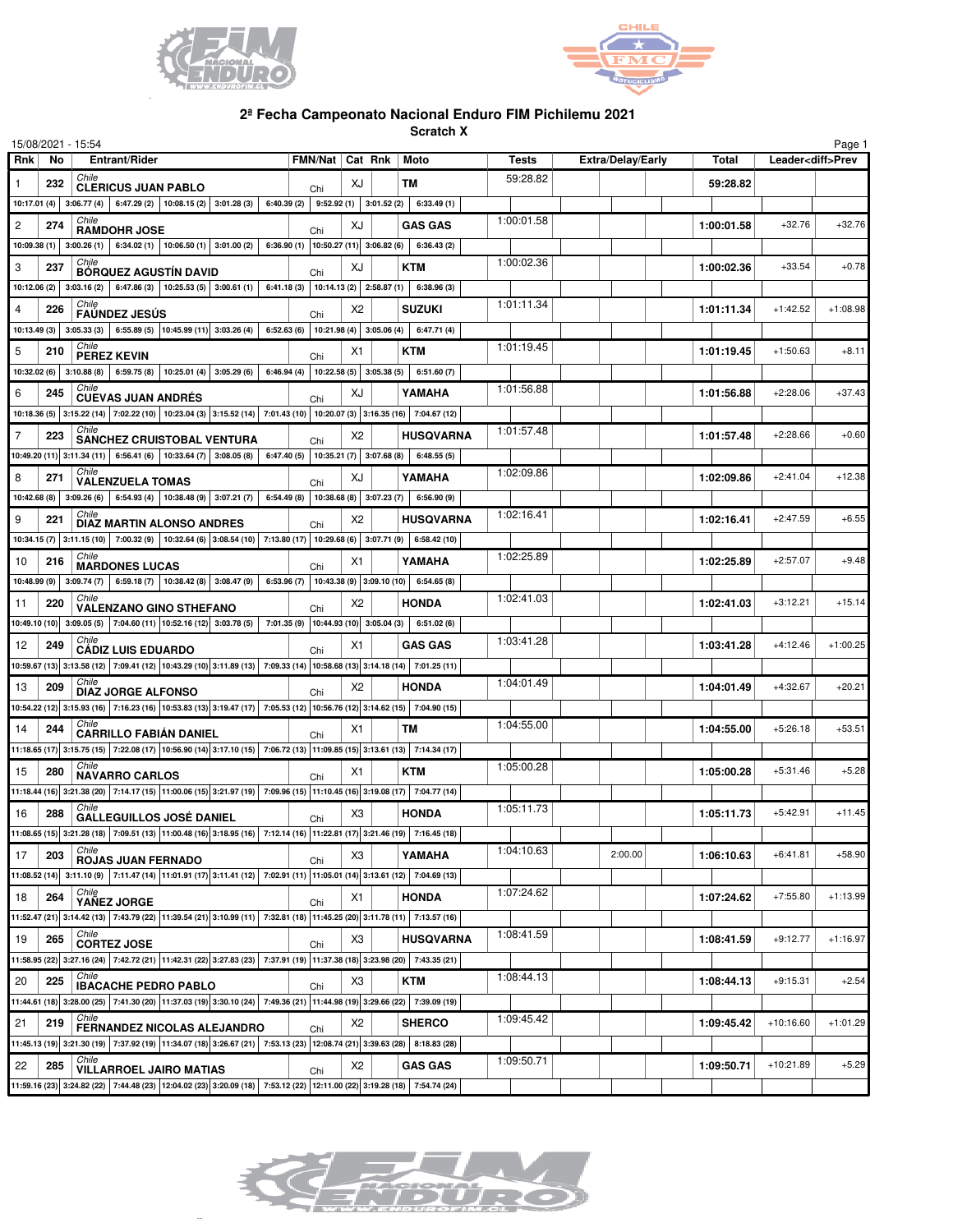## 2ª Fecha Campeonato Nacional Enduro FIM Pichilemu 2021

### Scratch X

15/08/2021 - 15:54

| Rnk | No | Entrant/Rider | FMN/Nat | Cat | Rnk | Moto | Tests | Extra/Delay/Early | Total | Leader<diff>Prev | |
|---|---|---|---|---|---|---|---|---|---|---|---|
| 1 | 232 | Chile CLERICUS JUAN PABLO | Chi | XJ | | TM | 59:28.82 | | 59:28.82 | | |
| | | 10:17.01 (4) \| 3:06.77 (4) \| 6:47.29 (2) \| 10:08.15 (2) \| 3:01.28 (3) \| 6:40.39 (2) \| 9:52.92 (1) \| 3:01.52 (2) \| 6:33.49 (1) | | | | | | | | | |
| 2 | 274 | Chile RAMDOHR JOSE | Chi | XJ | | GAS GAS | 1:00:01.58 | | 1:00:01.58 | +32.76 | +32.76 |
| | | 10:09.38 (1) \| 3:00.26 (1) \| 6:34.02 (1) \| 10:06.50 (1) \| 3:01.00 (2) \| 6:36.90 (1) \| 10:50.27 (11) \| 3:06.82 (6) \| 6:36.43 (2) | | | | | | | | | |
| 3 | 237 | Chile BÓRQUEZ AGUSTÍN DAVID | Chi | XJ | | KTM | 1:00:02.36 | | 1:00:02.36 | +33.54 | +0.78 |
| | | 10:12.06 (2) \| 3:03.16 (2) \| 6:47.86 (3) \| 10:25.53 (5) \| 3:00.61 (1) \| 6:41.18 (3) \| 10:14.13 (2) \| 2:58.87 (1) \| 6:38.96 (3) | | | | | | | | | |
| 4 | 226 | Chile FAÚNDEZ JESÚS | Chi | X2 | | SUZUKI | 1:01:11.34 | | 1:01:11.34 | +1:42.52 | +1:08.98 |
| | | 10:13.49 (3) \| 3:05.33 (3) \| 6:55.89 (5) \| 10:45.99 (11) \| 3:03.26 (4) \| 6:52.63 (6) \| 10:21.98 (4) \| 3:05.06 (4) \| 6:47.71 (4) | | | | | | | | | |
| 5 | 210 | Chile PEREZ KEVIN | Chi | X1 | | KTM | 1:01:19.45 | | 1:01:19.45 | +1:50.63 | +8.11 |
| | | 10:32.02 (6) \| 3:10.88 (8) \| 6:59.75 (8) \| 10:25.01 (4) \| 3:05.29 (6) \| 6:46.94 (4) \| 10:22.58 (5) \| 3:05.38 (5) \| 6:51.60 (7) | | | | | | | | | |
| 6 | 245 | Chile CUEVAS JUAN ANDRÉS | Chi | XJ | | YAMAHA | 1:01:56.88 | | 1:01:56.88 | +2:28.06 | +37.43 |
| | | 10:18.36 (5) \| 3:15.22 (14) \| 7:02.22 (10) \| 10:23.04 (3) \| 3:15.52 (14) \| 7:01.43 (10) \| 10:20.07 (3) \| 3:16.35 (16) \| 7:04.67 (12) | | | | | | | | | |
| 7 | 223 | Chile SANCHEZ CRUISTOBAL VENTURA | Chi | X2 | | HUSQVARNA | 1:01:57.48 | | 1:01:57.48 | +2:28.66 | +0.60 |
| | | 10:49.20 (11) \| 3:11.34 (11) \| 6:56.41 (6) \| 10:33.64 (7) \| 3:08.05 (8) \| 6:47.40 (5) \| 10:35.21 (7) \| 3:07.68 (8) \| 6:48.55 (5) | | | | | | | | | |
| 8 | 271 | Chile VALENZUELA TOMAS | Chi | XJ | | YAMAHA | 1:02:09.86 | | 1:02:09.86 | +2:41.04 | +12.38 |
| | | 10:42.68 (8) \| 3:09.26 (6) \| 6:54.93 (4) \| 10:38.48 (9) \| 3:07.21 (7) \| 6:54.49 (8) \| 10:38.68 (8) \| 3:07.23 (7) \| 6:56.90 (9) | | | | | | | | | |
| 9 | 221 | Chile DIAZ MARTIN ALONSO ANDRES | Chi | X2 | | HUSQVARNA | 1:02:16.41 | | 1:02:16.41 | +2:47.59 | +6.55 |
| | | 10:34.15 (7) \| 3:11.15 (10) \| 7:00.32 (9) \| 10:32.64 (6) \| 3:08.54 (10) \| 7:13.80 (17) \| 10:29.68 (6) \| 3:07.71 (9) \| 6:58.42 (10) | | | | | | | | | |
| 10 | 216 | Chile MARDONES LUCAS | Chi | X1 | | YAMAHA | 1:02:25.89 | | 1:02:25.89 | +2:57.07 | +9.48 |
| | | 10:48.99 (9) \| 3:09.74 (7) \| 6:59.18 (7) \| 10:38.42 (8) \| 3:08.47 (9) \| 6:53.96 (7) \| 10:43.38 (9) \| 3:09.10 (10) \| 6:54.65 (8) | | | | | | | | | |
| 11 | 220 | Chile VALENZANO GINO STHEFANO | Chi | X2 | | HONDA | 1:02:41.03 | | 1:02:41.03 | +3:12.21 | +15.14 |
| | | 10:49.10 (10) \| 3:09.05 (5) \| 7:04.60 (11) \| 10:52.16 (12) \| 3:03.78 (5) \| 7:01.35 (9) \| 10:44.93 (10) \| 3:05.04 (3) \| 6:51.02 (6) | | | | | | | | | |
| 12 | 249 | Chile CÁDIZ LUIS EDUARDO | Chi | X1 | | GAS GAS | 1:03:41.28 | | 1:03:41.28 | +4:12.46 | +1:00.25 |
| | | 10:59.67 (13) \| 3:13.58 (12) \| 7:09.41 (12) \| 10:43.29 (10) \| 3:11.89 (13) \| 7:09.33 (14) \| 10:58.68 (13) \| 3:14.18 (14) \| 7:01.25 (11) | | | | | | | | | |
| 13 | 209 | Chile DIAZ JORGE ALFONSO | Chi | X2 | | HONDA | 1:04:01.49 | | 1:04:01.49 | +4:32.67 | +20.21 |
| | | 10:54.22 (12) \| 3:15.93 (16) \| 7:16.23 (16) \| 10:53.83 (13) \| 3:19.47 (17) \| 7:05.53 (12) \| 10:56.76 (12) \| 3:14.62 (15) \| 7:04.90 (15) | | | | | | | | | |
| 14 | 244 | Chile CARRILLO FABIÁN DANIEL | Chi | X1 | | TM | 1:04:55.00 | | 1:04:55.00 | +5:26.18 | +53.51 |
| | | 11:18.65 (17) \| 3:15.75 (15) \| 7:22.08 (17) \| 10:56.90 (14) \| 3:17.10 (15) \| 7:06.72 (13) \| 11:09.85 (15) \| 3:13.61 (13) \| 7:14.34 (17) | | | | | | | | | |
| 15 | 280 | Chile NAVARRO CARLOS | Chi | X1 | | KTM | 1:05:00.28 | | 1:05:00.28 | +5:31.46 | +5.28 |
| | | 11:18.44 (16) \| 3:21.38 (20) \| 7:14.17 (15) \| 11:00.06 (15) \| 3:21.97 (19) \| 7:09.96 (15) \| 11:10.45 (16) \| 3:19.08 (17) \| 7:04.77 (14) | | | | | | | | | |
| 16 | 288 | Chile GALLEGUILLOS JOSÉ DANIEL | Chi | X3 | | HONDA | 1:05:11.73 | | 1:05:11.73 | +5:42.91 | +11.45 |
| | | 11:08.65 (15) \| 3:21.28 (18) \| 7:09.51 (13) \| 11:00.48 (16) \| 3:18.95 (16) \| 7:12.14 (16) \| 11:22.81 (17) \| 3:21.46 (19) \| 7:16.45 (18) | | | | | | | | | |
| 17 | 203 | Chile ROJAS JUAN FERNADO | Chi | X3 | | YAMAHA | 1:04:10.63 | 2:00.00 | 1:06:10.63 | +6:41.81 | +58.90 |
| | | 11:08.52 (14) \| 3:11.10 (9) \| 7:11.47 (14) \| 11:01.91 (17) \| 3:11.41 (12) \| 7:02.91 (11) \| 11:05.01 (14) \| 3:13.61 (12) \| 7:04.69 (13) | | | | | | | | | |
| 18 | 264 | Chile YAÑEZ JORGE | Chi | X1 | | HONDA | 1:07:24.62 | | 1:07:24.62 | +7:55.80 | +1:13.99 |
| | | 11:52.47 (21) \| 3:14.42 (13) \| 7:43.79 (22) \| 11:39.54 (21) \| 3:10.99 (11) \| 7:32.81 (18) \| 11:45.25 (20) \| 3:11.78 (11) \| 7:13.57 (16) | | | | | | | | | |
| 19 | 265 | Chile CORTEZ JOSE | Chi | X3 | | HUSQVARNA | 1:08:41.59 | | 1:08:41.59 | +9:12.77 | +1:16.97 |
| | | 11:58.95 (22) \| 3:27.16 (24) \| 7:42.72 (21) \| 11:42.31 (22) \| 3:27.83 (23) \| 7:37.91 (19) \| 11:37.38 (18) \| 3:23.98 (20) \| 7:43.35 (21) | | | | | | | | | |
| 20 | 225 | Chile IBACACHE PEDRO PABLO | Chi | X3 | | KTM | 1:08:44.13 | | 1:08:44.13 | +9:15.31 | +2.54 |
| | | 11:44.61 (18) \| 3:28.00 (25) \| 7:41.30 (20) \| 11:37.03 (19) \| 3:30.10 (24) \| 7:49.36 (21) \| 11:44.98 (19) \| 3:29.66 (22) \| 7:39.09 (19) | | | | | | | | | |
| 21 | 219 | Chile FERNANDEZ NICOLAS ALEJANDRO | Chi | X2 | | SHERCO | 1:09:45.42 | | 1:09:45.42 | +10:16.60 | +1:01.29 |
| | | 11:45.13 (19) \| 3:21.30 (19) \| 7:37.92 (19) \| 11:34.07 (18) \| 3:26.67 (21) \| 7:53.13 (23) \| 12:08.74 (21) \| 3:39.63 (28) \| 8:18.83 (28) | | | | | | | | | |
| 22 | 285 | Chile VILLARROEL JAIRO MATIAS | Chi | X2 | | GAS GAS | 1:09:50.71 | | 1:09:50.71 | +10:21.89 | +5.29 |
| | | 11:59.16 (23) \| 3:24.82 (22) \| 7:44.48 (23) \| 12:04.02 (23) \| 3:20.09 (18) \| 7:53.12 (22) \| 12:11.00 (22) \| 3:19.28 (18) \| 7:54.74 (24) | | | | | | | | | |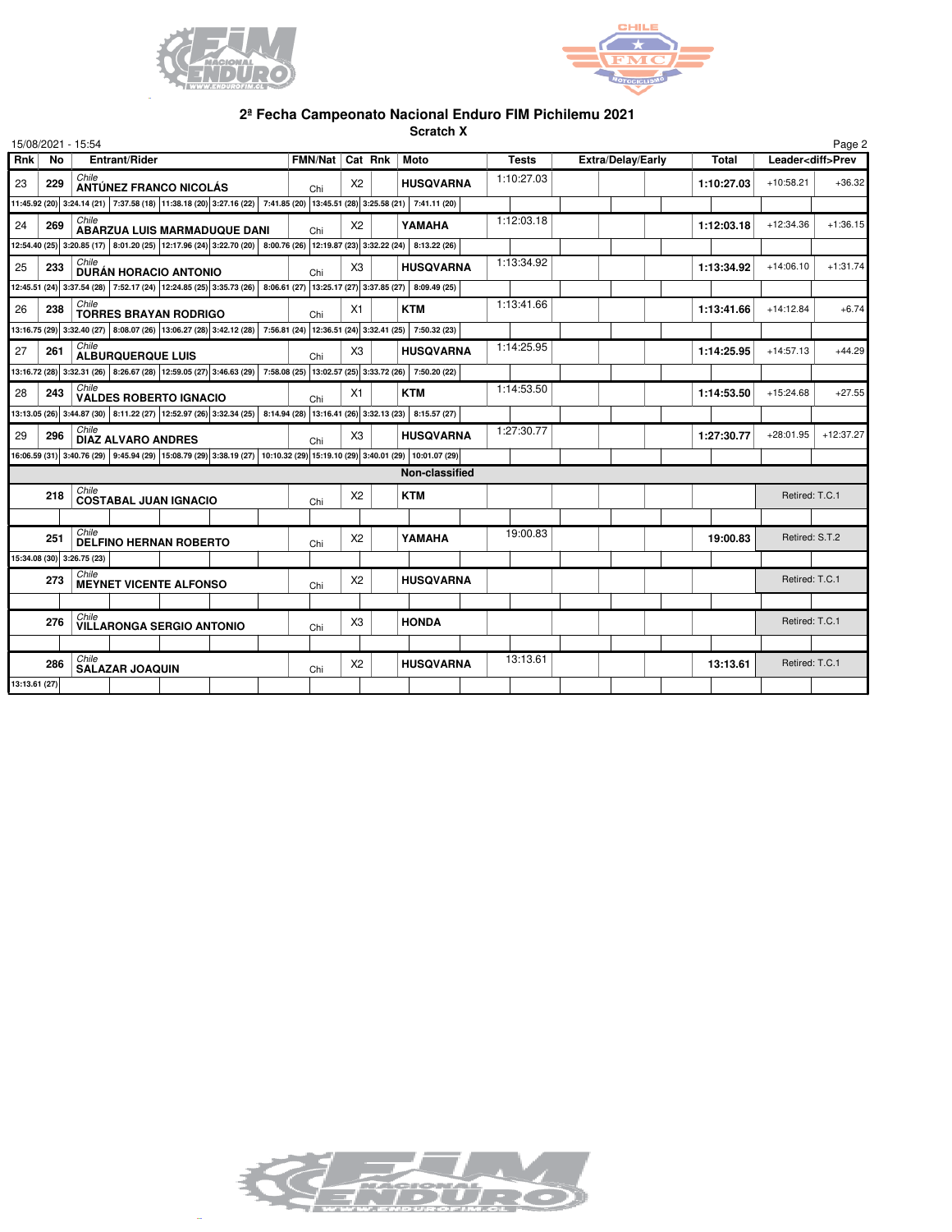## 2ª Fecha Campeonato Nacional Enduro FIM Pichilemu 2021

### Scratch X

15/08/2021 - 15:54

| Rnk | No | Entrant/Rider | FMN/Nat | Cat | Rnk | Moto | Tests | Extra/Delay/Early | Total | Leader<diff>Prev | |
|---|---|---|---|---|---|---|---|---|---|---|---|
| 23 | 229 | Chile ANTÚNEZ FRANCO NICOLÁS | Chi | X2 | | HUSQVARNA | 1:10:27.03 | | 1:10:27.03 | +10:58.21 | +36.32 |
| | | 11:45.92 (20) \| 3:24.14 (21) \| 7:37.58 (18) \| 11:38.18 (20) \| 3:27.16 (22) \| 7:41.85 (20) \| 13:45.51 (28) \| 3:25.58 (21) \| 7:41.11 (20) | | | | | | | | | |
| 24 | 269 | Chile ABARZUA LUIS MARMADUQUE DANI | Chi | X2 | | YAMAHA | 1:12:03.18 | | 1:12:03.18 | +12:34.36 | +1:36.15 |
| | | 12:54.40 (25) \| 3:20.85 (17) \| 8:01.20 (25) \| 12:17.96 (24) \| 3:22.70 (20) \| 8:00.76 (26) \| 12:19.87 (23) \| 3:32.22 (24) \| 8:13.22 (26) | | | | | | | | | |
| 25 | 233 | Chile DURÁN HORACIO ANTONIO | Chi | X3 | | HUSQVARNA | 1:13:34.92 | | 1:13:34.92 | +14:06.10 | +1:31.74 |
| | | 12:45.51 (24) \| 3:37.54 (28) \| 7:52.17 (24) \| 12:24.85 (25) \| 3:35.73 (26) \| 8:06.61 (27) \| 13:25.17 (27) \| 3:37.85 (27) \| 8:09.49 (25) | | | | | | | | | |
| 26 | 238 | Chile TORRES BRAYAN RODRIGO | Chi | X1 | | KTM | 1:13:41.66 | | 1:13:41.66 | +14:12.84 | +6.74 |
| | | 13:16.75 (29) \| 3:32.40 (27) \| 8:08.07 (26) \| 13:06.27 (28) \| 3:42.12 (28) \| 7:56.81 (24) \| 12:36.51 (24) \| 3:32.41 (25) \| 7:50.32 (23) | | | | | | | | | |
| 27 | 261 | Chile ALBURQUERQUE LUIS | Chi | X3 | | HUSQVARNA | 1:14:25.95 | | 1:14:25.95 | +14:57.13 | +44.29 |
| | | 13:16.72 (28) \| 3:32.31 (26) \| 8:26.67 (28) \| 12:59.05 (27) \| 3:46.63 (29) \| 7:58.08 (25) \| 13:02.57 (25) \| 3:33.72 (26) \| 7:50.20 (22) | | | | | | | | | |
| 28 | 243 | Chile VALDES ROBERTO IGNACIO | Chi | X1 | | KTM | 1:14:53.50 | | 1:14:53.50 | +15:24.68 | +27.55 |
| | | 13:13.05 (26) \| 3:44.87 (30) \| 8:11.22 (27) \| 12:52.97 (26) \| 3:32.34 (25) \| 8:14.94 (28) \| 13:16.41 (26) \| 3:32.13 (23) \| 8:15.57 (27) | | | | | | | | | |
| 29 | 296 | Chile DIAZ ALVARO ANDRES | Chi | X3 | | HUSQVARNA | 1:27:30.77 | | 1:27:30.77 | +28:01.95 | +12:37.27 |
| | | 16:06.59 (31) \| 3:40.76 (29) \| 9:45.94 (29) \| 15:08.79 (29) \| 3:38.19 (27) \| 10:10.32 (29) \| 15:19.10 (29) \| 3:40.01 (29) \| 10:01.07 (29) | | | | | | | | | |
| | | **Non-classified** | | | | | | | | | |
| | 218 | Chile COSTABAL JUAN IGNACIO | Chi | X2 | | KTM | | | | Retired: T.C.1 | |
| | 251 | Chile DELFINO HERNAN ROBERTO | Chi | X2 | | YAMAHA | 19:00.83 | | 19:00.83 | Retired: S.T.2 | |
| | | 15:34.08 (30) \| 3:26.75 (23) | | | | | | | | | |
| | 273 | Chile MEYNET VICENTE ALFONSO | Chi | X2 | | HUSQVARNA | | | | Retired: T.C.1 | |
| | 276 | Chile VILLARONGA SERGIO ANTONIO | Chi | X3 | | HONDA | | | | Retired: T.C.1 | |
| | 286 | Chile SALAZAR JOAQUIN | Chi | X2 | | HUSQVARNA | 13:13.61 | | 13:13.61 | Retired: T.C.1 | |
| | | 13:13.61 (27) | | | | | | | | | |